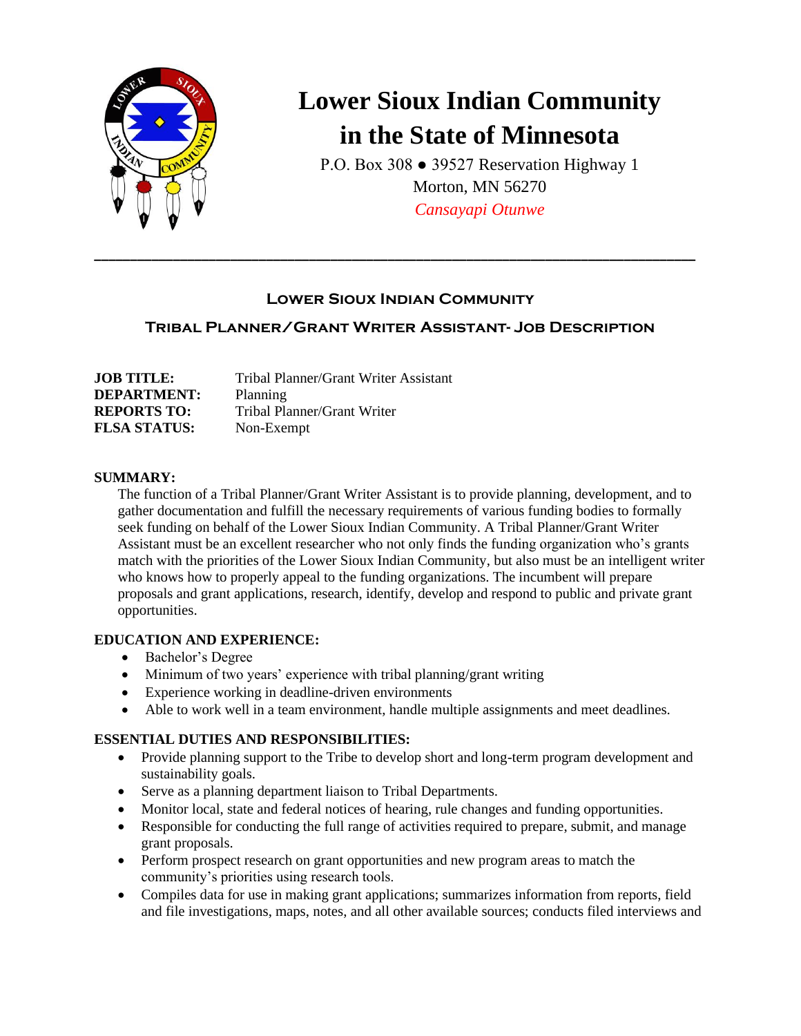# Lower Sioux Indian Community in the State of Minnesota

P.O. Box 308 ● 39527 Reservation Highway 1
Morton, MN 56270
*Cansayapi Otunwe*

---

## Lower Sioux Indian Community

## Tribal Planner/Grant Writer Assistant- Job Description

**JOB TITLE:** Tribal Planner/Grant Writer Assistant
**DEPARTMENT:** Planning
**REPORTS TO:** Tribal Planner/Grant Writer
**FLSA STATUS:** Non-Exempt

**SUMMARY:**

The function of a Tribal Planner/Grant Writer Assistant is to provide planning, development, and to gather documentation and fulfill the necessary requirements of various funding bodies to formally seek funding on behalf of the Lower Sioux Indian Community. A Tribal Planner/Grant Writer Assistant must be an excellent researcher who not only finds the funding organization who's grants match with the priorities of the Lower Sioux Indian Community, but also must be an intelligent writer who knows how to properly appeal to the funding organizations. The incumbent will prepare proposals and grant applications, research, identify, develop and respond to public and private grant opportunities.

**EDUCATION AND EXPERIENCE:**

- Bachelor's Degree
- Minimum of two years' experience with tribal planning/grant writing
- Experience working in deadline-driven environments
- Able to work well in a team environment, handle multiple assignments and meet deadlines.

**ESSENTIAL DUTIES AND RESPONSIBILITIES:**

- Provide planning support to the Tribe to develop short and long-term program development and sustainability goals.
- Serve as a planning department liaison to Tribal Departments.
- Monitor local, state and federal notices of hearing, rule changes and funding opportunities.
- Responsible for conducting the full range of activities required to prepare, submit, and manage grant proposals.
- Perform prospect research on grant opportunities and new program areas to match the community's priorities using research tools.
- Compiles data for use in making grant applications; summarizes information from reports, field and file investigations, maps, notes, and all other available sources; conducts filed interviews and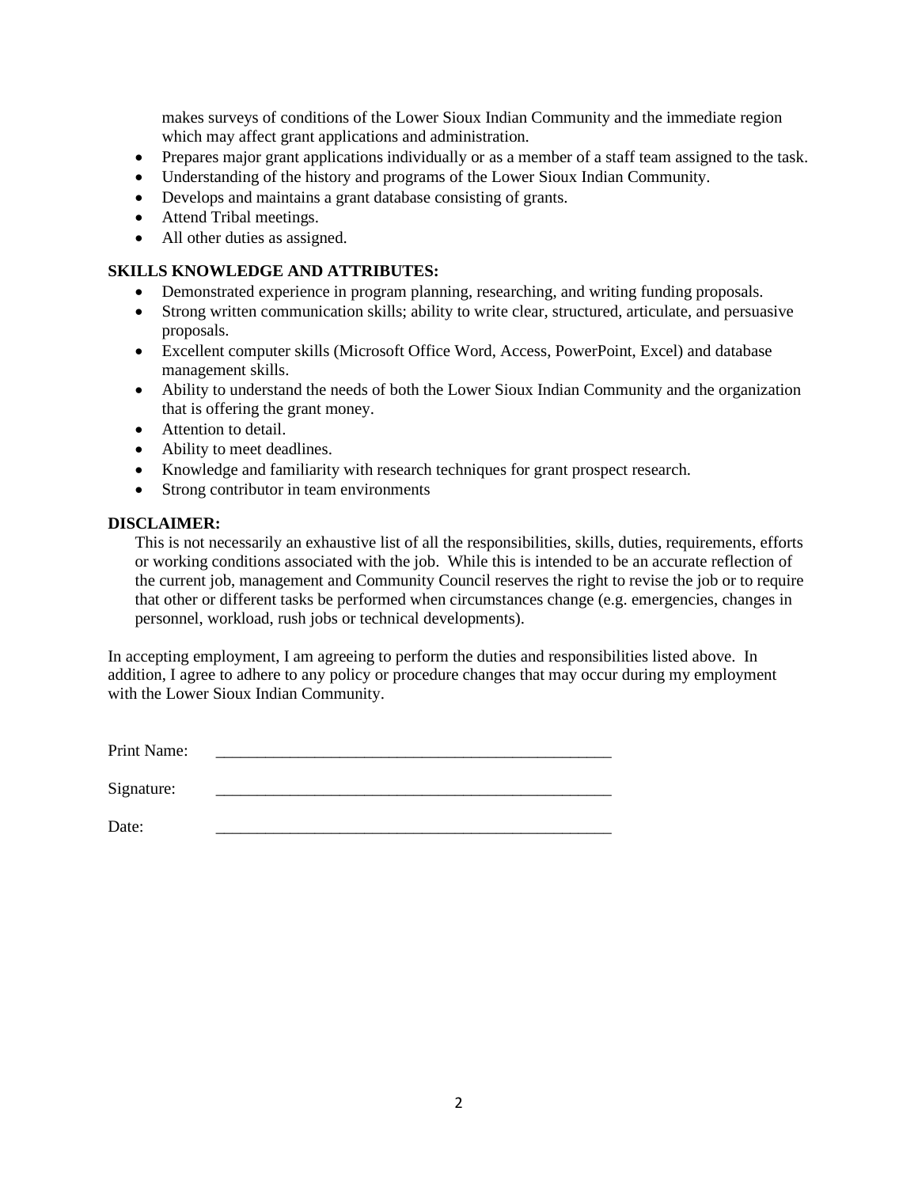makes surveys of conditions of the Lower Sioux Indian Community and the immediate region which may affect grant applications and administration.

- Prepares major grant applications individually or as a member of a staff team assigned to the task.
- Understanding of the history and programs of the Lower Sioux Indian Community.
- Develops and maintains a grant database consisting of grants.
- Attend Tribal meetings.
- All other duties as assigned.

**SKILLS KNOWLEDGE AND ATTRIBUTES:**

- Demonstrated experience in program planning, researching, and writing funding proposals.
- Strong written communication skills; ability to write clear, structured, articulate, and persuasive proposals.
- Excellent computer skills (Microsoft Office Word, Access, PowerPoint, Excel) and database management skills.
- Ability to understand the needs of both the Lower Sioux Indian Community and the organization that is offering the grant money.
- Attention to detail.
- Ability to meet deadlines.
- Knowledge and familiarity with research techniques for grant prospect research.
- Strong contributor in team environments

**DISCLAIMER:**

This is not necessarily an exhaustive list of all the responsibilities, skills, duties, requirements, efforts or working conditions associated with the job. While this is intended to be an accurate reflection of the current job, management and Community Council reserves the right to revise the job or to require that other or different tasks be performed when circumstances change (e.g. emergencies, changes in personnel, workload, rush jobs or technical developments).

In accepting employment, I am agreeing to perform the duties and responsibilities listed above. In addition, I agree to adhere to any policy or procedure changes that may occur during my employment with the Lower Sioux Indian Community.

Print Name: ____________________________________________

Signature: ____________________________________________

Date: ____________________________________________